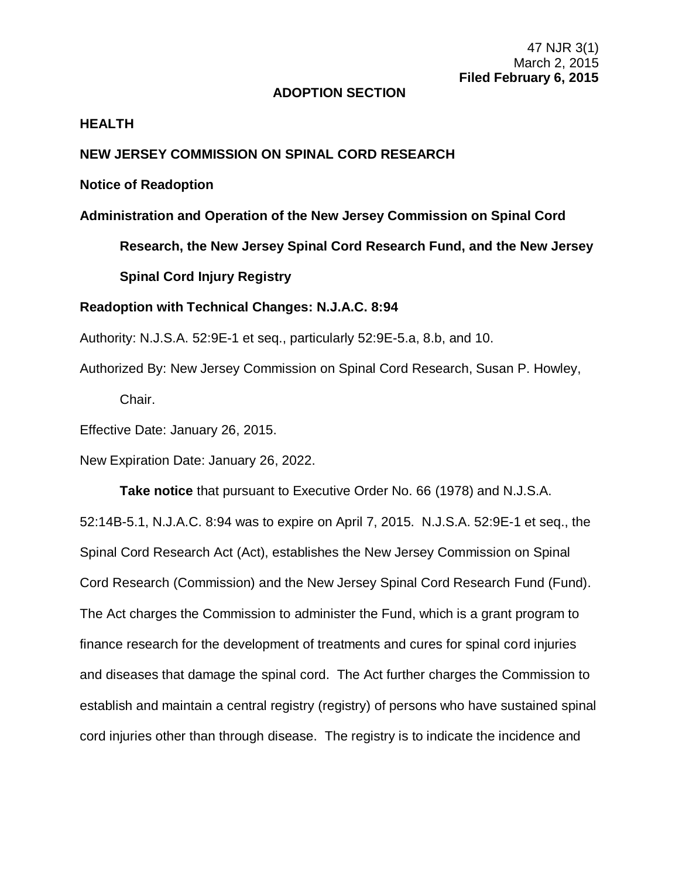47 NJR 3(1)
March 2, 2015
**Filed February 6, 2015**

**ADOPTION SECTION**

**HEALTH**

**NEW JERSEY COMMISSION ON SPINAL CORD RESEARCH**

**Notice of Readoption**

**Administration and Operation of the New Jersey Commission on Spinal Cord Research, the New Jersey Spinal Cord Research Fund, and the New Jersey Spinal Cord Injury Registry**

**Readoption with Technical Changes: N.J.A.C. 8:94**

Authority: N.J.S.A. 52:9E-1 et seq., particularly 52:9E-5.a, 8.b, and 10.

Authorized By: New Jersey Commission on Spinal Cord Research, Susan P. Howley, Chair.

Effective Date: January 26, 2015.

New Expiration Date: January 26, 2022.

**Take notice** that pursuant to Executive Order No. 66 (1978) and N.J.S.A. 52:14B-5.1, N.J.A.C. 8:94 was to expire on April 7, 2015. N.J.S.A. 52:9E-1 et seq., the Spinal Cord Research Act (Act), establishes the New Jersey Commission on Spinal Cord Research (Commission) and the New Jersey Spinal Cord Research Fund (Fund). The Act charges the Commission to administer the Fund, which is a grant program to finance research for the development of treatments and cures for spinal cord injuries and diseases that damage the spinal cord. The Act further charges the Commission to establish and maintain a central registry (registry) of persons who have sustained spinal cord injuries other than through disease. The registry is to indicate the incidence and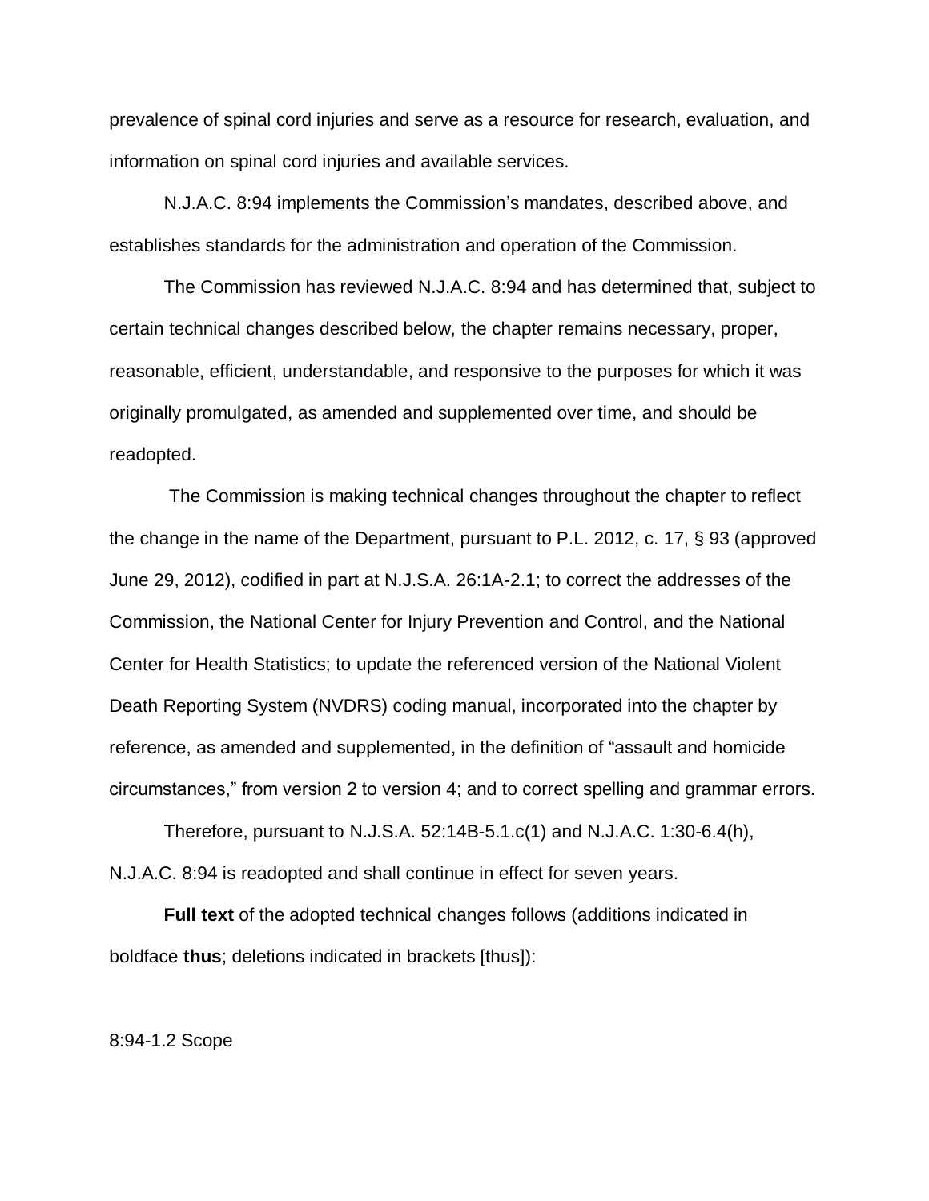prevalence of spinal cord injuries and serve as a resource for research, evaluation, and information on spinal cord injuries and available services.

N.J.A.C. 8:94 implements the Commission's mandates, described above, and establishes standards for the administration and operation of the Commission.

The Commission has reviewed N.J.A.C. 8:94 and has determined that, subject to certain technical changes described below, the chapter remains necessary, proper, reasonable, efficient, understandable, and responsive to the purposes for which it was originally promulgated, as amended and supplemented over time, and should be readopted.

The Commission is making technical changes throughout the chapter to reflect the change in the name of the Department, pursuant to P.L. 2012, c. 17, § 93 (approved June 29, 2012), codified in part at N.J.S.A. 26:1A-2.1; to correct the addresses of the Commission, the National Center for Injury Prevention and Control, and the National Center for Health Statistics; to update the referenced version of the National Violent Death Reporting System (NVDRS) coding manual, incorporated into the chapter by reference, as amended and supplemented, in the definition of "assault and homicide circumstances," from version 2 to version 4; and to correct spelling and grammar errors.

Therefore, pursuant to N.J.S.A. 52:14B-5.1.c(1) and N.J.A.C. 1:30-6.4(h), N.J.A.C. 8:94 is readopted and shall continue in effect for seven years.

**Full text** of the adopted technical changes follows (additions indicated in boldface **thus**; deletions indicated in brackets [thus]):

8:94-1.2 Scope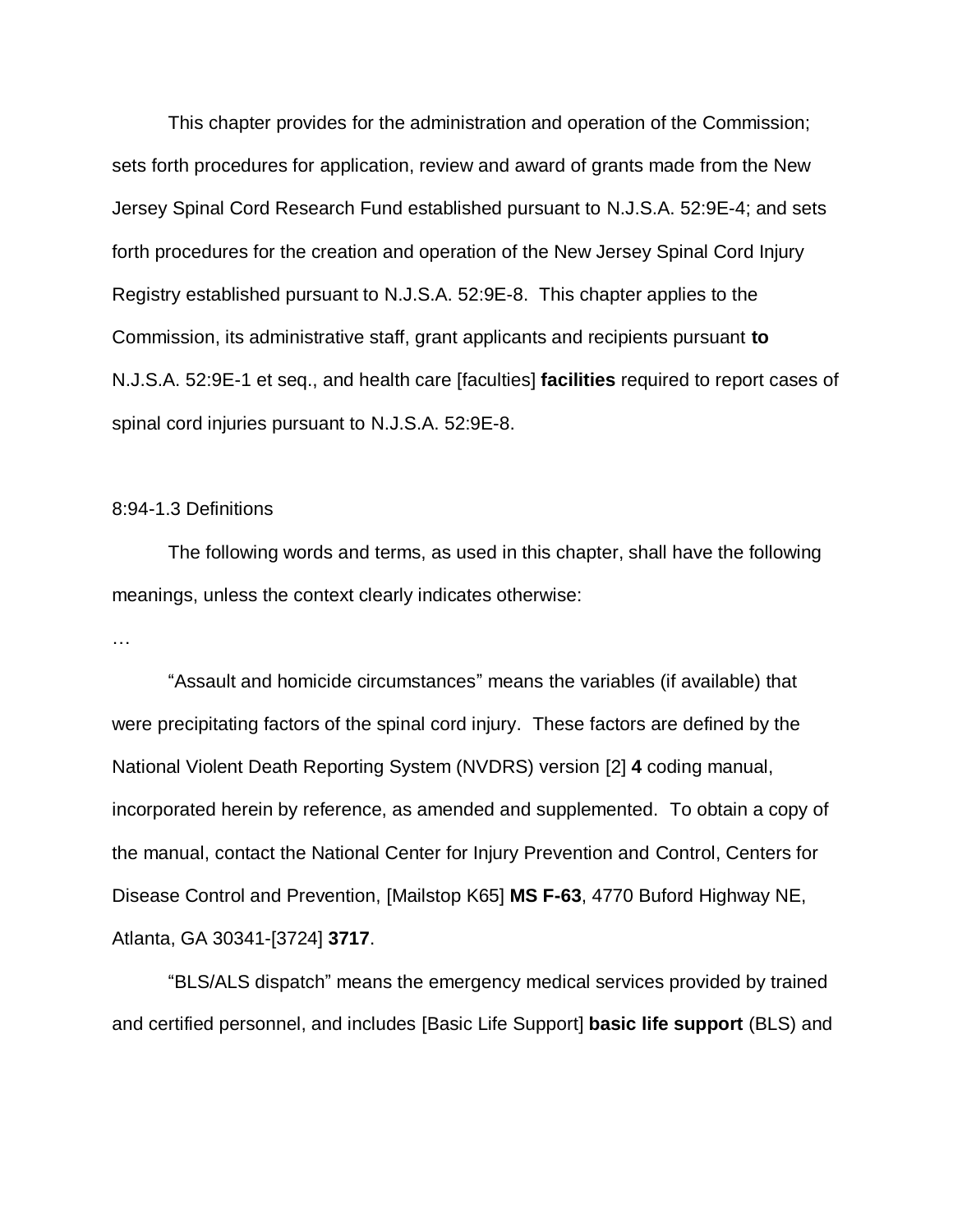This chapter provides for the administration and operation of the Commission; sets forth procedures for application, review and award of grants made from the New Jersey Spinal Cord Research Fund established pursuant to N.J.S.A. 52:9E-4; and sets forth procedures for the creation and operation of the New Jersey Spinal Cord Injury Registry established pursuant to N.J.S.A. 52:9E-8. This chapter applies to the Commission, its administrative staff, grant applicants and recipients pursuant **to** N.J.S.A. 52:9E-1 et seq., and health care [faculties] **facilities** required to report cases of spinal cord injuries pursuant to N.J.S.A. 52:9E-8.

8:94-1.3 Definitions

The following words and terms, as used in this chapter, shall have the following meanings, unless the context clearly indicates otherwise:

…

"Assault and homicide circumstances" means the variables (if available) that were precipitating factors of the spinal cord injury. These factors are defined by the National Violent Death Reporting System (NVDRS) version [2] **4** coding manual, incorporated herein by reference, as amended and supplemented. To obtain a copy of the manual, contact the National Center for Injury Prevention and Control, Centers for Disease Control and Prevention, [Mailstop K65] **MS F-63**, 4770 Buford Highway NE, Atlanta, GA 30341-[3724] **3717**.

"BLS/ALS dispatch" means the emergency medical services provided by trained and certified personnel, and includes [Basic Life Support] **basic life support** (BLS) and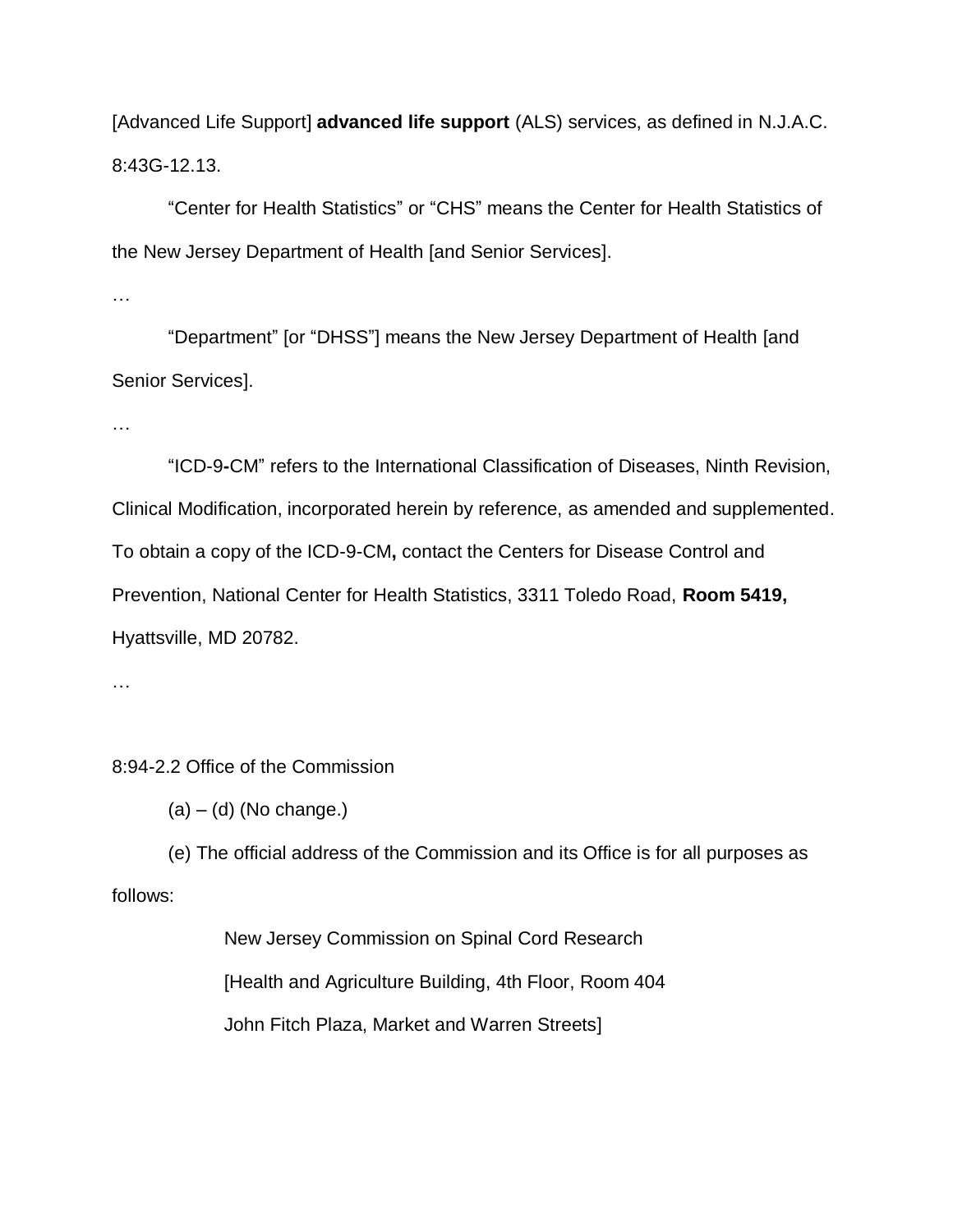[Advanced Life Support] **advanced life support** (ALS) services, as defined in N.J.A.C. 8:43G-12.13.

"Center for Health Statistics" or "CHS" means the Center for Health Statistics of the New Jersey Department of Health [and Senior Services].

…

"Department" [or "DHSS"] means the New Jersey Department of Health [and Senior Services].

…

"ICD-9**-**CM" refers to the International Classification of Diseases, Ninth Revision, Clinical Modification, incorporated herein by reference, as amended and supplemented. To obtain a copy of the ICD-9-CM**,** contact the Centers for Disease Control and Prevention, National Center for Health Statistics, 3311 Toledo Road, **Room 5419,** Hyattsville, MD 20782.

…

8:94-2.2 Office of the Commission

(a) – (d) (No change.)

(e) The official address of the Commission and its Office is for all purposes as follows:

New Jersey Commission on Spinal Cord Research

[Health and Agriculture Building, 4th Floor, Room 404

John Fitch Plaza, Market and Warren Streets]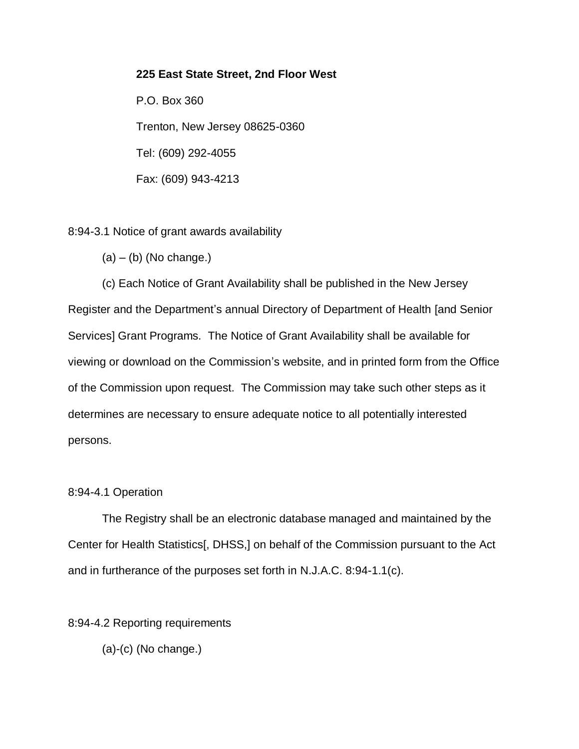**225 East State Street, 2nd Floor West**

P.O. Box 360

Trenton, New Jersey 08625-0360

Tel: (609) 292-4055

Fax: (609) 943-4213

8:94-3.1 Notice of grant awards availability

(a) – (b) (No change.)

(c) Each Notice of Grant Availability shall be published in the New Jersey Register and the Department's annual Directory of Department of Health [and Senior Services] Grant Programs. The Notice of Grant Availability shall be available for viewing or download on the Commission's website, and in printed form from the Office of the Commission upon request. The Commission may take such other steps as it determines are necessary to ensure adequate notice to all potentially interested persons.

8:94-4.1 Operation

The Registry shall be an electronic database managed and maintained by the Center for Health Statistics[, DHSS,] on behalf of the Commission pursuant to the Act and in furtherance of the purposes set forth in N.J.A.C. 8:94-1.1(c).

8:94-4.2 Reporting requirements

(a)-(c) (No change.)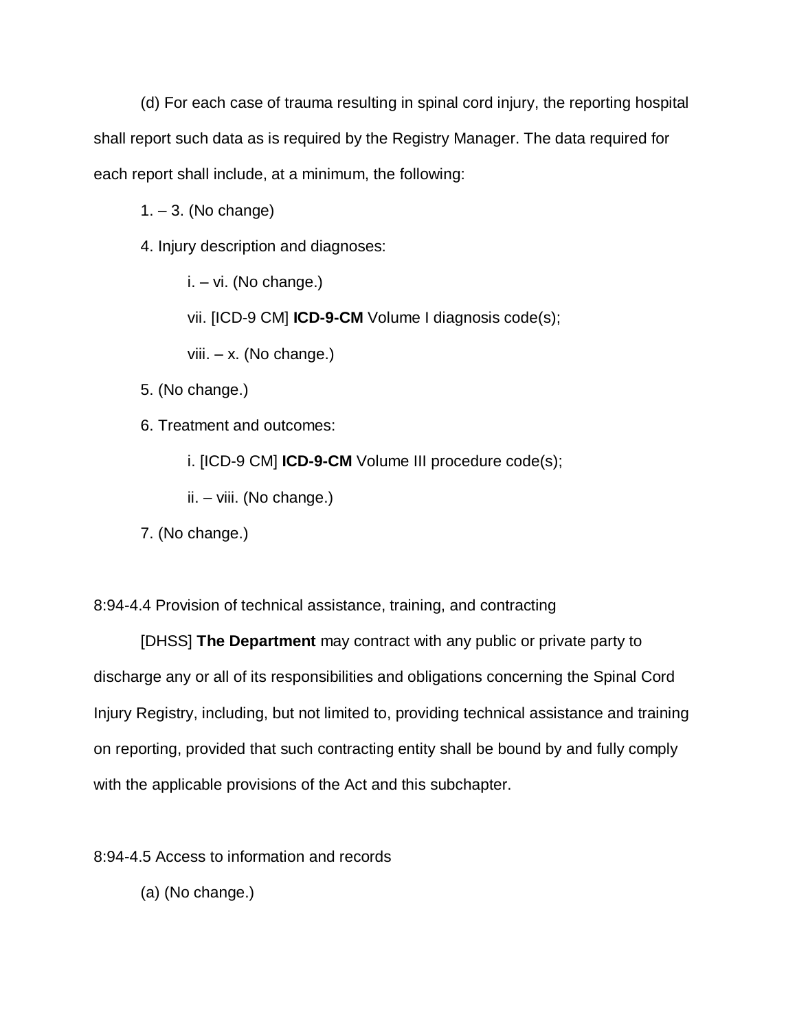(d) For each case of trauma resulting in spinal cord injury, the reporting hospital shall report such data as is required by the Registry Manager. The data required for each report shall include, at a minimum, the following:

1. – 3. (No change)

4. Injury description and diagnoses:

i. – vi. (No change.)

vii. [ICD-9 CM] **ICD-9-CM** Volume I diagnosis code(s);

viii. – x. (No change.)

5. (No change.)

6. Treatment and outcomes:

i. [ICD-9 CM] **ICD-9-CM** Volume III procedure code(s);

ii. – viii. (No change.)

7. (No change.)

8:94-4.4 Provision of technical assistance, training, and contracting

[DHSS] **The Department** may contract with any public or private party to discharge any or all of its responsibilities and obligations concerning the Spinal Cord Injury Registry, including, but not limited to, providing technical assistance and training on reporting, provided that such contracting entity shall be bound by and fully comply with the applicable provisions of the Act and this subchapter.

8:94-4.5 Access to information and records

(a) (No change.)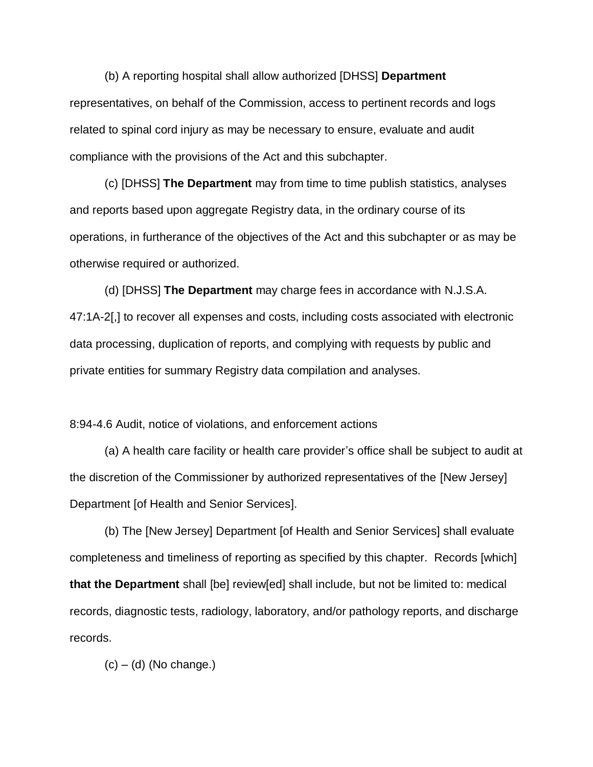(b) A reporting hospital shall allow authorized [DHSS] **Department** representatives, on behalf of the Commission, access to pertinent records and logs related to spinal cord injury as may be necessary to ensure, evaluate and audit compliance with the provisions of the Act and this subchapter.

(c) [DHSS] **The Department** may from time to time publish statistics, analyses and reports based upon aggregate Registry data, in the ordinary course of its operations, in furtherance of the objectives of the Act and this subchapter or as may be otherwise required or authorized.

(d) [DHSS] **The Department** may charge fees in accordance with N.J.S.A. 47:1A-2[,] to recover all expenses and costs, including costs associated with electronic data processing, duplication of reports, and complying with requests by public and private entities for summary Registry data compilation and analyses.

8:94-4.6 Audit, notice of violations, and enforcement actions

(a) A health care facility or health care provider's office shall be subject to audit at the discretion of the Commissioner by authorized representatives of the [New Jersey] Department [of Health and Senior Services].

(b) The [New Jersey] Department [of Health and Senior Services] shall evaluate completeness and timeliness of reporting as specified by this chapter. Records [which] **that the Department** shall [be] review[ed] shall include, but not be limited to: medical records, diagnostic tests, radiology, laboratory, and/or pathology reports, and discharge records.

(c) – (d) (No change.)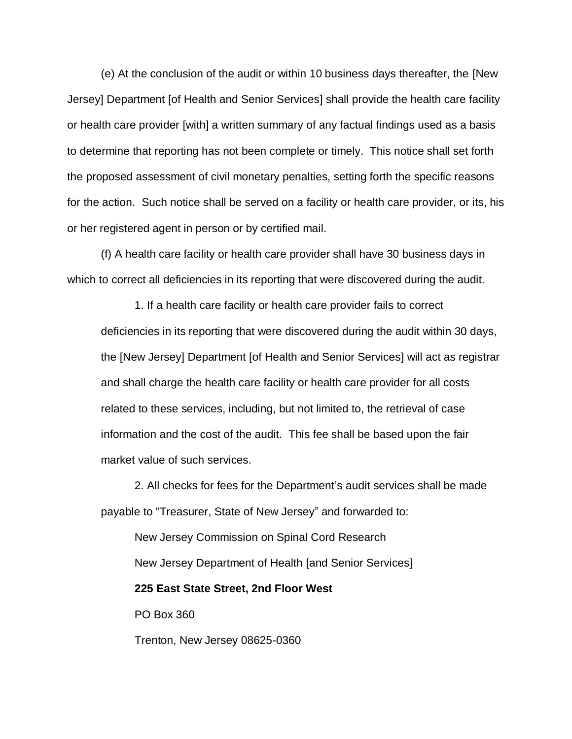(e) At the conclusion of the audit or within 10 business days thereafter, the [New Jersey] Department [of Health and Senior Services] shall provide the health care facility or health care provider [with] a written summary of any factual findings used as a basis to determine that reporting has not been complete or timely. This notice shall set forth the proposed assessment of civil monetary penalties, setting forth the specific reasons for the action. Such notice shall be served on a facility or health care provider, or its, his or her registered agent in person or by certified mail.

(f) A health care facility or health care provider shall have 30 business days in which to correct all deficiencies in its reporting that were discovered during the audit.

1. If a health care facility or health care provider fails to correct deficiencies in its reporting that were discovered during the audit within 30 days, the [New Jersey] Department [of Health and Senior Services] will act as registrar and shall charge the health care facility or health care provider for all costs related to these services, including, but not limited to, the retrieval of case information and the cost of the audit. This fee shall be based upon the fair market value of such services.

2. All checks for fees for the Department's audit services shall be made payable to "Treasurer, State of New Jersey" and forwarded to:

New Jersey Commission on Spinal Cord Research

New Jersey Department of Health [and Senior Services]

**225 East State Street, 2nd Floor West**

PO Box 360

Trenton, New Jersey 08625-0360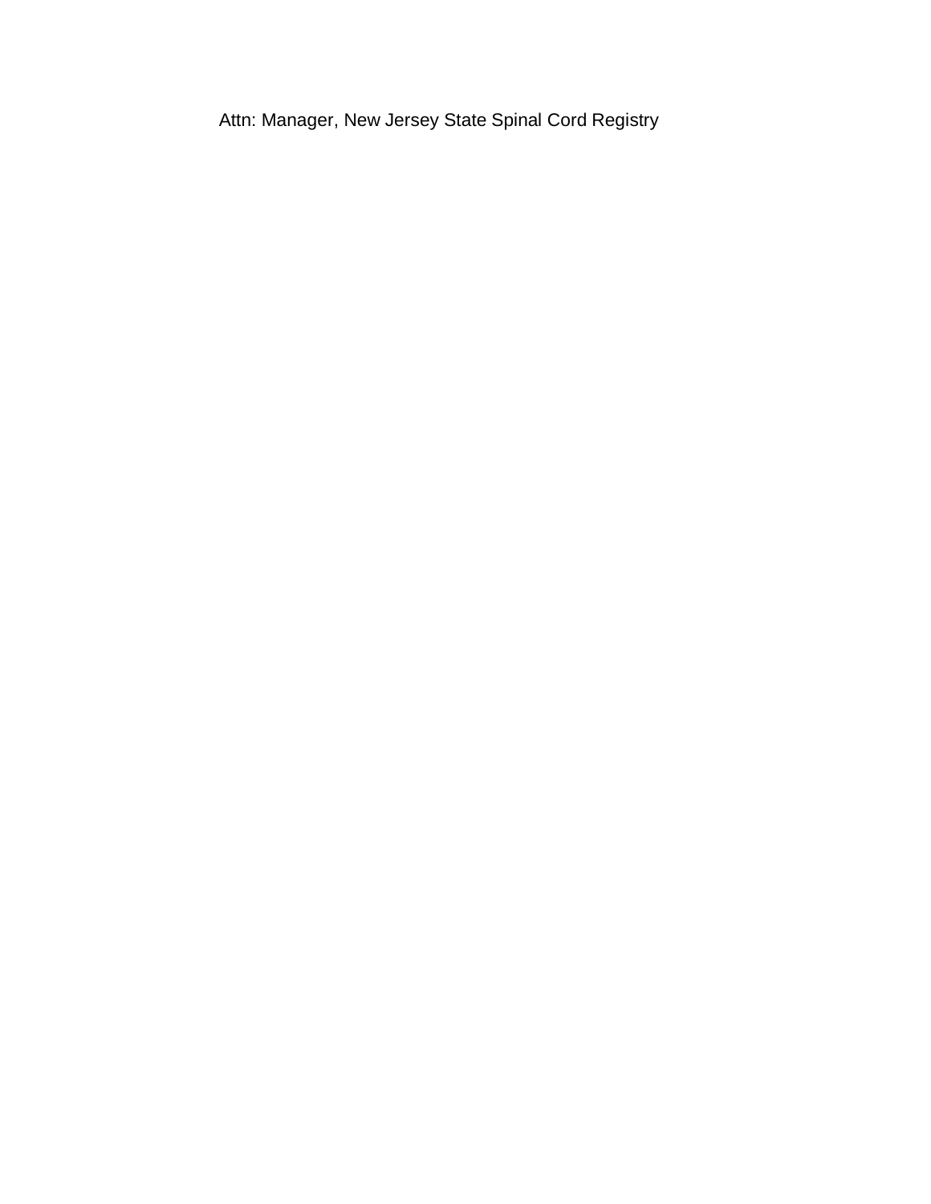Attn: Manager, New Jersey State Spinal Cord Registry